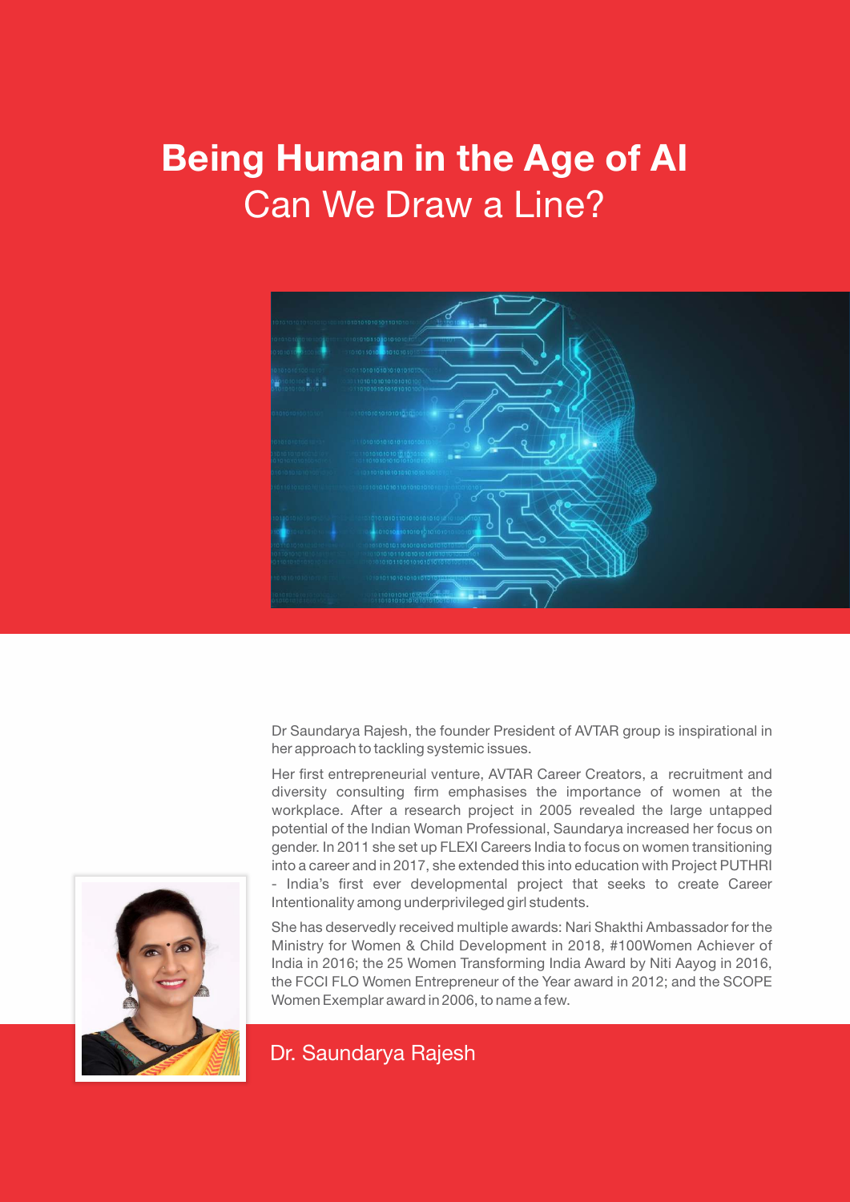# Being Human in the Age of AI

## Can We Draw a Line?

Dr Saundarya Rajesh, the founder President of AVTAR group is inspirational in her approach to tackling systemic issues.

Her first entrepreneurial venture, AVTAR Career Creators, a recruitment and diversity consulting firm emphasises the importance of women at the workplace. After a research project in 2005 revealed the large untapped potential of the Indian Woman Professional, Saundarya increased her focus on gender. In 2011 she set up FLEXI Careers India to focus on women transitioning into a career and in 2017, she extended this into education with Project PUTHRI - India's first ever developmental project that seeks to create Career Intentionality among underprivileged girl students.

She has deservedly received multiple awards: Nari Shakthi Ambassador for the Ministry for Women & Child Development in 2018, #100Women Achiever of India in 2016; the 25 Women Transforming India Award by Niti Aayog in 2016, the FCCI FLO Women Entrepreneur of the Year award in 2012; and the SCOPE Women Exemplar award in 2006, to name a few.

Dr. Saundarya Rajesh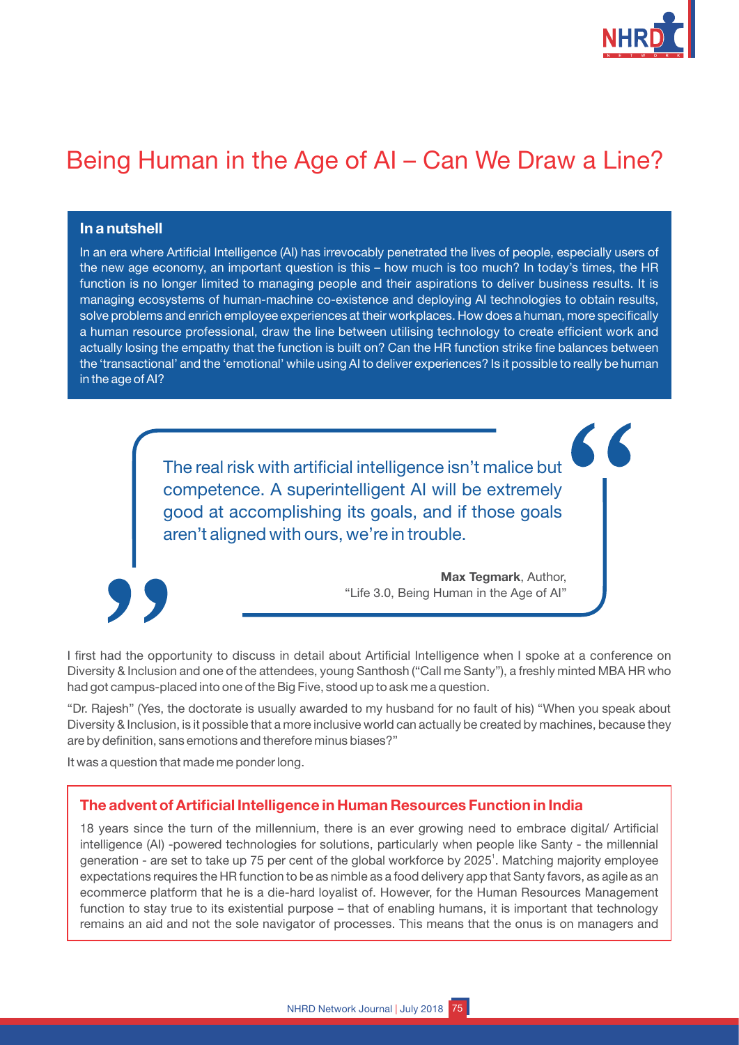# Being Human in the Age of AI – Can We Draw a Line?

**In a nutshell**

In an era where Artificial Intelligence (AI) has irrevocably penetrated the lives of people, especially users of the new age economy, an important question is this – how much is too much? In today's times, the HR function is no longer limited to managing people and their aspirations to deliver business results. It is managing ecosystems of human-machine co-existence and deploying AI technologies to obtain results, solve problems and enrich employee experiences at their workplaces. How does a human, more specifically a human resource professional, draw the line between utilising technology to create efficient work and actually losing the empathy that the function is built on? Can the HR function strike fine balances between the 'transactional' and the 'emotional' while using AI to deliver experiences? Is it possible to really be human in the age of AI?

> The real risk with artificial intelligence isn't malice but competence. A superintelligent AI will be extremely good at accomplishing its goals, and if those goals aren't aligned with ours, we're in trouble.
>
> **Max Tegmark**, Author, "Life 3.0, Being Human in the Age of AI"

I first had the opportunity to discuss in detail about Artificial Intelligence when I spoke at a conference on Diversity & Inclusion and one of the attendees, young Santhosh ("Call me Santy"), a freshly minted MBA HR who had got campus-placed into one of the Big Five, stood up to ask me a question.

"Dr. Rajesh" (Yes, the doctorate is usually awarded to my husband for no fault of his) "When you speak about Diversity & Inclusion, is it possible that a more inclusive world can actually be created by machines, because they are by definition, sans emotions and therefore minus biases?"

It was a question that made me ponder long.

## The advent of Artificial Intelligence in Human Resources Function in India

18 years since the turn of the millennium, there is an ever growing need to embrace digital/ Artificial intelligence (AI) -powered technologies for solutions, particularly when people like Santy - the millennial generation - are set to take up 75 per cent of the global workforce by 2025[1]. Matching majority employee expectations requires the HR function to be as nimble as a food delivery app that Santy favors, as agile as an ecommerce platform that he is a die-hard loyalist of. However, for the Human Resources Management function to stay true to its existential purpose – that of enabling humans, it is important that technology remains an aid and not the sole navigator of processes. This means that the onus is on managers and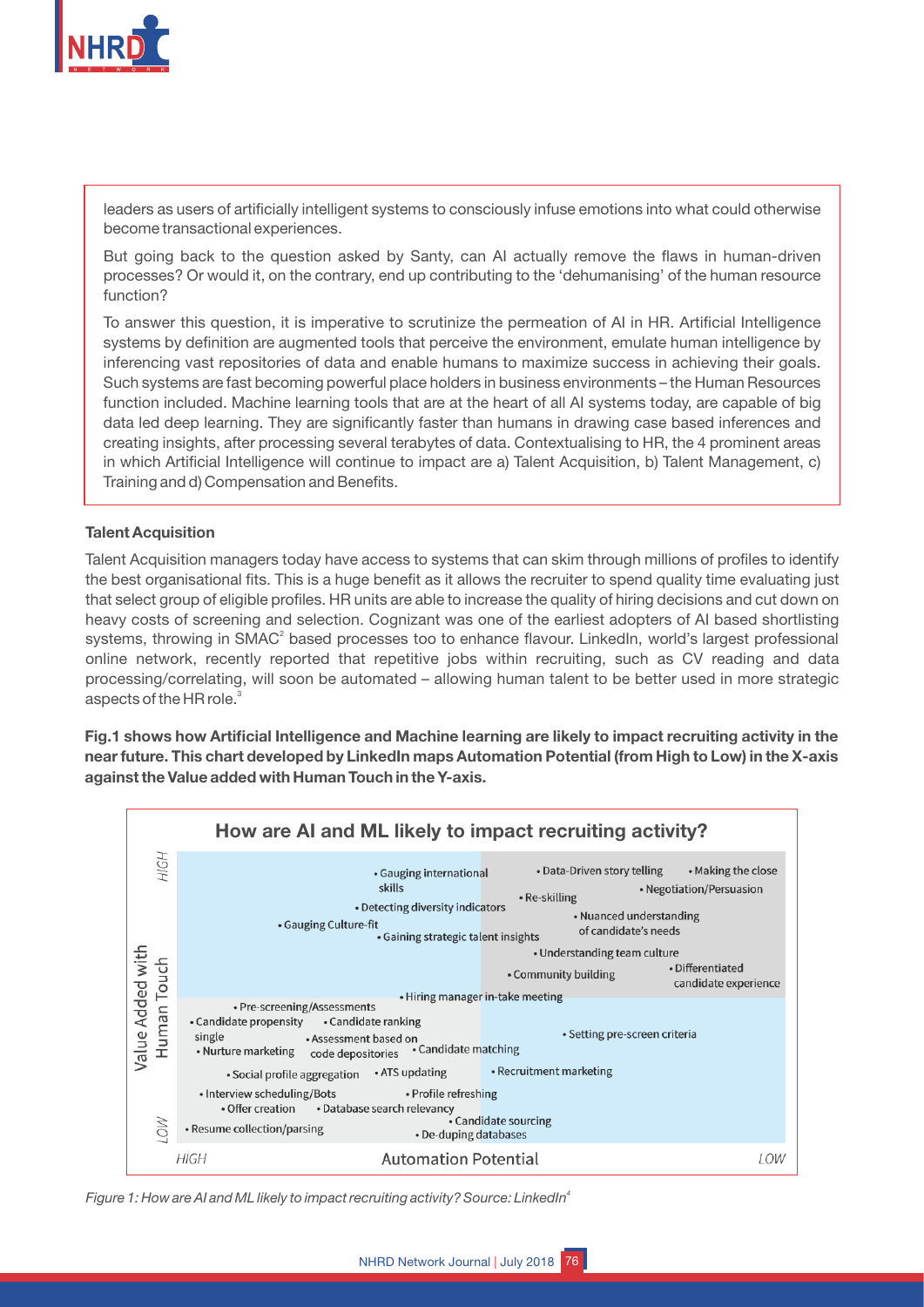leaders as users of artificially intelligent systems to consciously infuse emotions into what could otherwise become transactional experiences.

But going back to the question asked by Santy, can AI actually remove the flaws in human-driven processes? Or would it, on the contrary, end up contributing to the 'dehumanising' of the human resource function?

To answer this question, it is imperative to scrutinize the permeation of AI in HR. Artificial Intelligence systems by definition are augmented tools that perceive the environment, emulate human intelligence by inferencing vast repositories of data and enable humans to maximize success in achieving their goals. Such systems are fast becoming powerful place holders in business environments – the Human Resources function included. Machine learning tools that are at the heart of all AI systems today, are capable of big data led deep learning. They are significantly faster than humans in drawing case based inferences and creating insights, after processing several terabytes of data. Contextualising to HR, the 4 prominent areas in which Artificial Intelligence will continue to impact are a) Talent Acquisition, b) Talent Management, c) Training and d) Compensation and Benefits.

### Talent Acquisition

Talent Acquisition managers today have access to systems that can skim through millions of profiles to identify the best organisational fits. This is a huge benefit as it allows the recruiter to spend quality time evaluating just that select group of eligible profiles. HR units are able to increase the quality of hiring decisions and cut down on heavy costs of screening and selection. Cognizant was one of the earliest adopters of AI based shortlisting systems, throwing in SMAC[2] based processes too to enhance flavour. LinkedIn, world's largest professional online network, recently reported that repetitive jobs within recruiting, such as CV reading and data processing/correlating, will soon be automated – allowing human talent to be better used in more strategic aspects of the HR role.[3]

**Fig.1 shows how Artificial Intelligence and Machine learning are likely to impact recruiting activity in the near future. This chart developed by LinkedIn maps Automation Potential (from High to Low) in the X-axis against the Value added with Human Touch in the Y-axis.**

**How are AI and ML likely to impact recruiting activity?**

*Figure 1: How are AI and ML likely to impact recruiting activity? Source: LinkedIn[4]*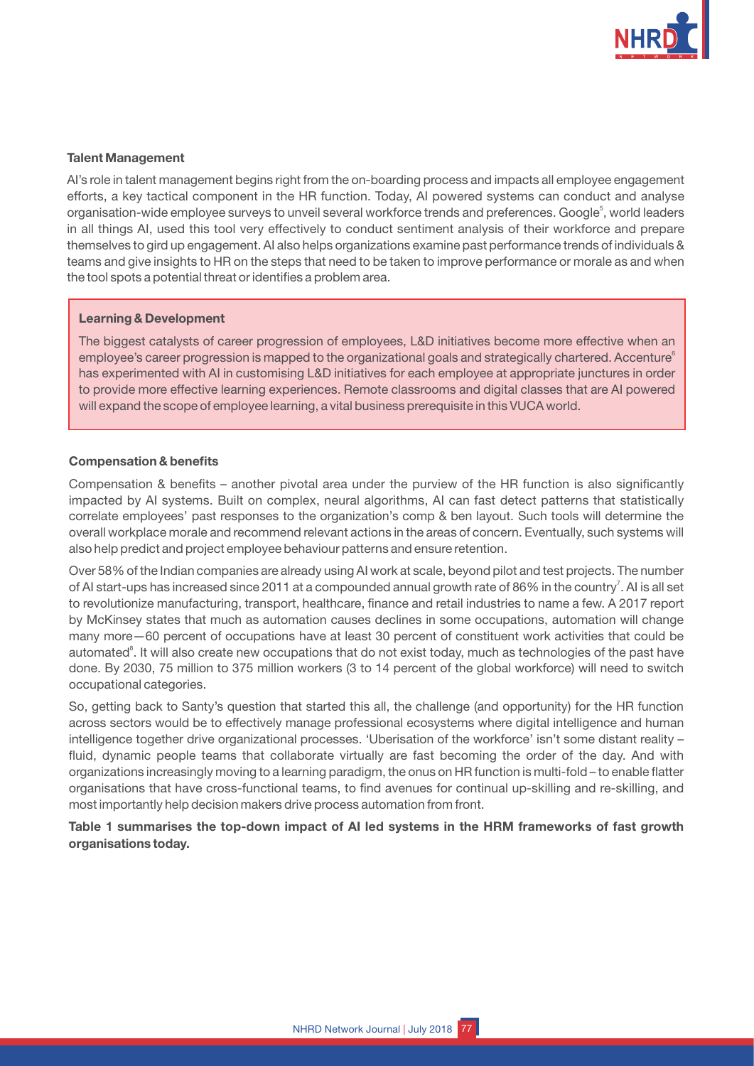**Talent Management**

AI's role in talent management begins right from the on-boarding process and impacts all employee engagement efforts, a key tactical component in the HR function. Today, AI powered systems can conduct and analyse organisation-wide employee surveys to unveil several workforce trends and preferences. Google[5], world leaders in all things AI, used this tool very effectively to conduct sentiment analysis of their workforce and prepare themselves to gird up engagement. AI also helps organizations examine past performance trends of individuals & teams and give insights to HR on the steps that need to be taken to improve performance or morale as and when the tool spots a potential threat or identifies a problem area.

**Learning & Development**

The biggest catalysts of career progression of employees, L&D initiatives become more effective when an employee's career progression is mapped to the organizational goals and strategically chartered. Accenture[6] has experimented with AI in customising L&D initiatives for each employee at appropriate junctures in order to provide more effective learning experiences. Remote classrooms and digital classes that are AI powered will expand the scope of employee learning, a vital business prerequisite in this VUCA world.

**Compensation & benefits**

Compensation & benefits – another pivotal area under the purview of the HR function is also significantly impacted by AI systems. Built on complex, neural algorithms, AI can fast detect patterns that statistically correlate employees' past responses to the organization's comp & ben layout. Such tools will determine the overall workplace morale and recommend relevant actions in the areas of concern. Eventually, such systems will also help predict and project employee behaviour patterns and ensure retention.

Over 58% of the Indian companies are already using AI work at scale, beyond pilot and test projects. The number of AI start-ups has increased since 2011 at a compounded annual growth rate of 86% in the country[7]. AI is all set to revolutionize manufacturing, transport, healthcare, finance and retail industries to name a few. A 2017 report by McKinsey states that much as automation causes declines in some occupations, automation will change many more—60 percent of occupations have at least 30 percent of constituent work activities that could be automated[8]. It will also create new occupations that do not exist today, much as technologies of the past have done. By 2030, 75 million to 375 million workers (3 to 14 percent of the global workforce) will need to switch occupational categories.

So, getting back to Santy's question that started this all, the challenge (and opportunity) for the HR function across sectors would be to effectively manage professional ecosystems where digital intelligence and human intelligence together drive organizational processes. 'Uberisation of the workforce' isn't some distant reality – fluid, dynamic people teams that collaborate virtually are fast becoming the order of the day. And with organizations increasingly moving to a learning paradigm, the onus on HR function is multi-fold – to enable flatter organisations that have cross-functional teams, to find avenues for continual up-skilling and re-skilling, and most importantly help decision makers drive process automation from front.

**Table 1 summarises the top-down impact of AI led systems in the HRM frameworks of fast growth organisations today.**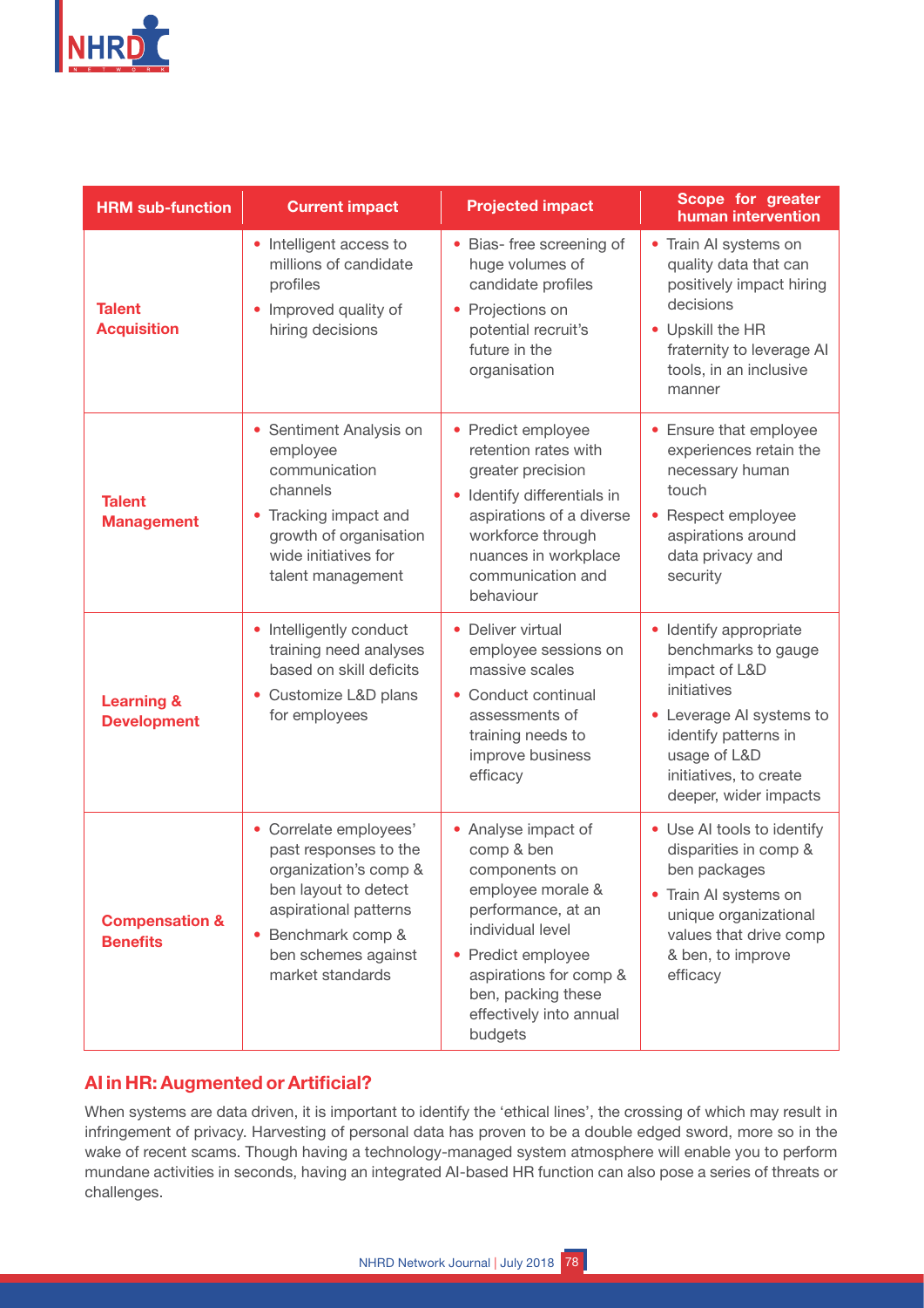| HRM sub-function | Current impact | Projected impact | Scope for greater human intervention |
|---|---|---|---|
| **Talent Acquisition** | • Intelligent access to millions of candidate profiles<br>• Improved quality of hiring decisions | • Bias- free screening of huge volumes of candidate profiles<br>• Projections on potential recruit's future in the organisation | • Train AI systems on quality data that can positively impact hiring decisions<br>• Upskill the HR fraternity to leverage AI tools, in an inclusive manner |
| **Talent Management** | • Sentiment Analysis on employee communication channels<br>• Tracking impact and growth of organisation wide initiatives for talent management | • Predict employee retention rates with greater precision<br>• Identify differentials in aspirations of a diverse workforce through nuances in workplace communication and behaviour | • Ensure that employee experiences retain the necessary human touch<br>• Respect employee aspirations around data privacy and security |
| **Learning & Development** | • Intelligently conduct training need analyses based on skill deficits<br>• Customize L&D plans for employees | • Deliver virtual employee sessions on massive scales<br>• Conduct continual assessments of training needs to improve business efficacy | • Identify appropriate benchmarks to gauge impact of L&D initiatives<br>• Leverage AI systems to identify patterns in usage of L&D initiatives, to create deeper, wider impacts |
| **Compensation & Benefits** | • Correlate employees' past responses to the organization's comp & ben layout to detect aspirational patterns<br>• Benchmark comp & ben schemes against market standards | • Analyse impact of comp & ben components on employee morale & performance, at an individual level<br>• Predict employee aspirations for comp & ben, packing these effectively into annual budgets | • Use AI tools to identify disparities in comp & ben packages<br>• Train AI systems on unique organizational values that drive comp & ben, to improve efficacy |

## AI in HR: Augmented or Artificial?

When systems are data driven, it is important to identify the 'ethical lines', the crossing of which may result in infringement of privacy. Harvesting of personal data has proven to be a double edged sword, more so in the wake of recent scams. Though having a technology-managed system atmosphere will enable you to perform mundane activities in seconds, having an integrated AI-based HR function can also pose a series of threats or challenges.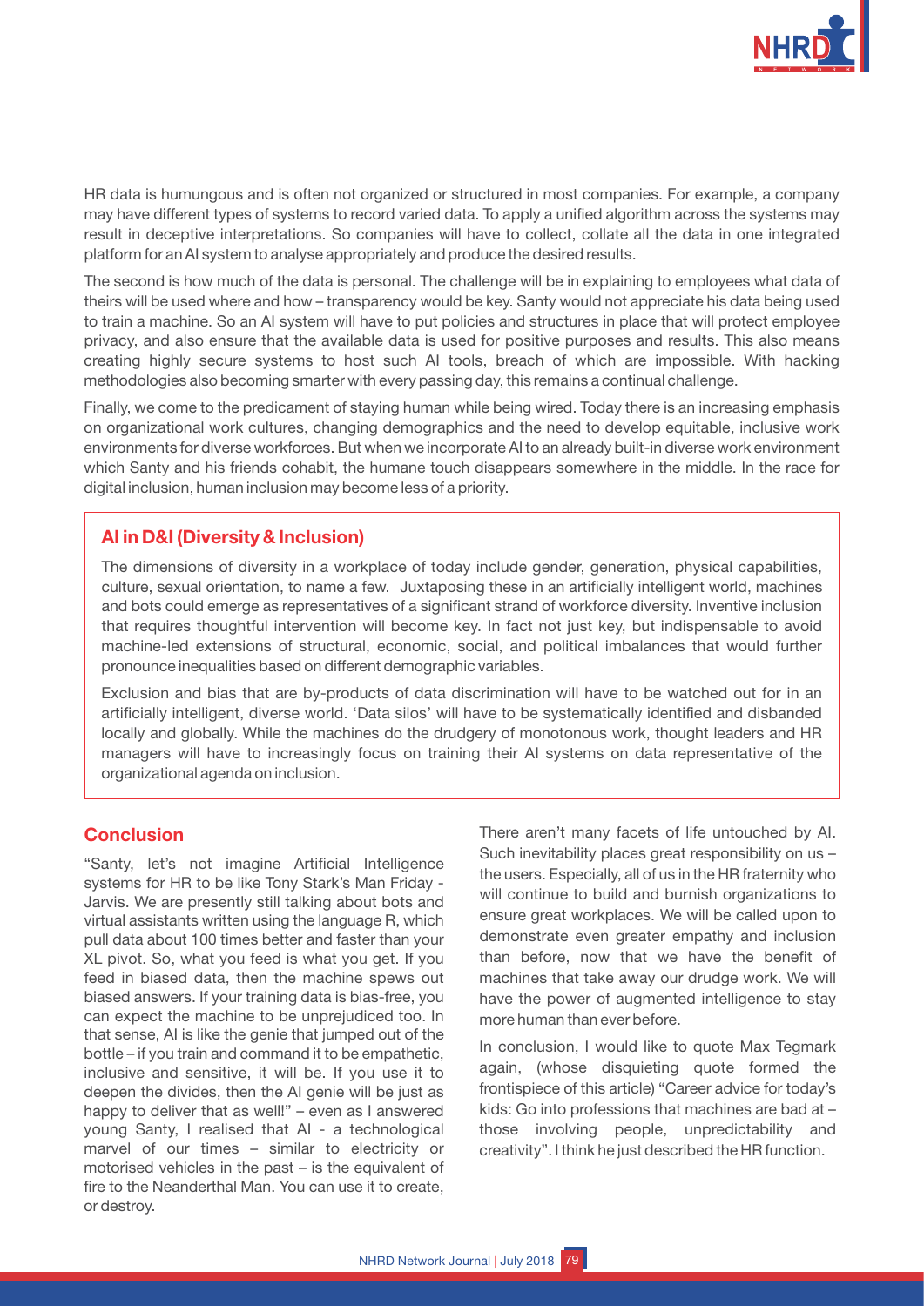HR data is humungous and is often not organized or structured in most companies. For example, a company may have different types of systems to record varied data. To apply a unified algorithm across the systems may result in deceptive interpretations. So companies will have to collect, collate all the data in one integrated platform for an AI system to analyse appropriately and produce the desired results.

The second is how much of the data is personal. The challenge will be in explaining to employees what data of theirs will be used where and how – transparency would be key. Santy would not appreciate his data being used to train a machine. So an AI system will have to put policies and structures in place that will protect employee privacy, and also ensure that the available data is used for positive purposes and results. This also means creating highly secure systems to host such AI tools, breach of which are impossible. With hacking methodologies also becoming smarter with every passing day, this remains a continual challenge.

Finally, we come to the predicament of staying human while being wired. Today there is an increasing emphasis on organizational work cultures, changing demographics and the need to develop equitable, inclusive work environments for diverse workforces. But when we incorporate AI to an already built-in diverse work environment which Santy and his friends cohabit, the humane touch disappears somewhere in the middle. In the race for digital inclusion, human inclusion may become less of a priority.

### AI in D&I (Diversity & Inclusion)

The dimensions of diversity in a workplace of today include gender, generation, physical capabilities, culture, sexual orientation, to name a few. Juxtaposing these in an artificially intelligent world, machines and bots could emerge as representatives of a significant strand of workforce diversity. Inventive inclusion that requires thoughtful intervention will become key. In fact not just key, but indispensable to avoid machine-led extensions of structural, economic, social, and political imbalances that would further pronounce inequalities based on different demographic variables.

Exclusion and bias that are by-products of data discrimination will have to be watched out for in an artificially intelligent, diverse world. 'Data silos' will have to be systematically identified and disbanded locally and globally. While the machines do the drudgery of monotonous work, thought leaders and HR managers will have to increasingly focus on training their AI systems on data representative of the organizational agenda on inclusion.

## Conclusion

"Santy, let's not imagine Artificial Intelligence systems for HR to be like Tony Stark's Man Friday - Jarvis. We are presently still talking about bots and virtual assistants written using the language R, which pull data about 100 times better and faster than your XL pivot. So, what you feed is what you get. If you feed in biased data, then the machine spews out biased answers. If your training data is bias-free, you can expect the machine to be unprejudiced too. In that sense, AI is like the genie that jumped out of the bottle – if you train and command it to be empathetic, inclusive and sensitive, it will be. If you use it to deepen the divides, then the AI genie will be just as happy to deliver that as well!" – even as I answered young Santy, I realised that AI - a technological marvel of our times – similar to electricity or motorised vehicles in the past – is the equivalent of fire to the Neanderthal Man. You can use it to create, or destroy.

There aren't many facets of life untouched by AI. Such inevitability places great responsibility on us – the users. Especially, all of us in the HR fraternity who will continue to build and burnish organizations to ensure great workplaces. We will be called upon to demonstrate even greater empathy and inclusion than before, now that we have the benefit of machines that take away our drudge work. We will have the power of augmented intelligence to stay more human than ever before.

In conclusion, I would like to quote Max Tegmark again, (whose disquieting quote formed the frontispiece of this article) "Career advice for today's kids: Go into professions that machines are bad at – those involving people, unpredictability and creativity". I think he just described the HR function.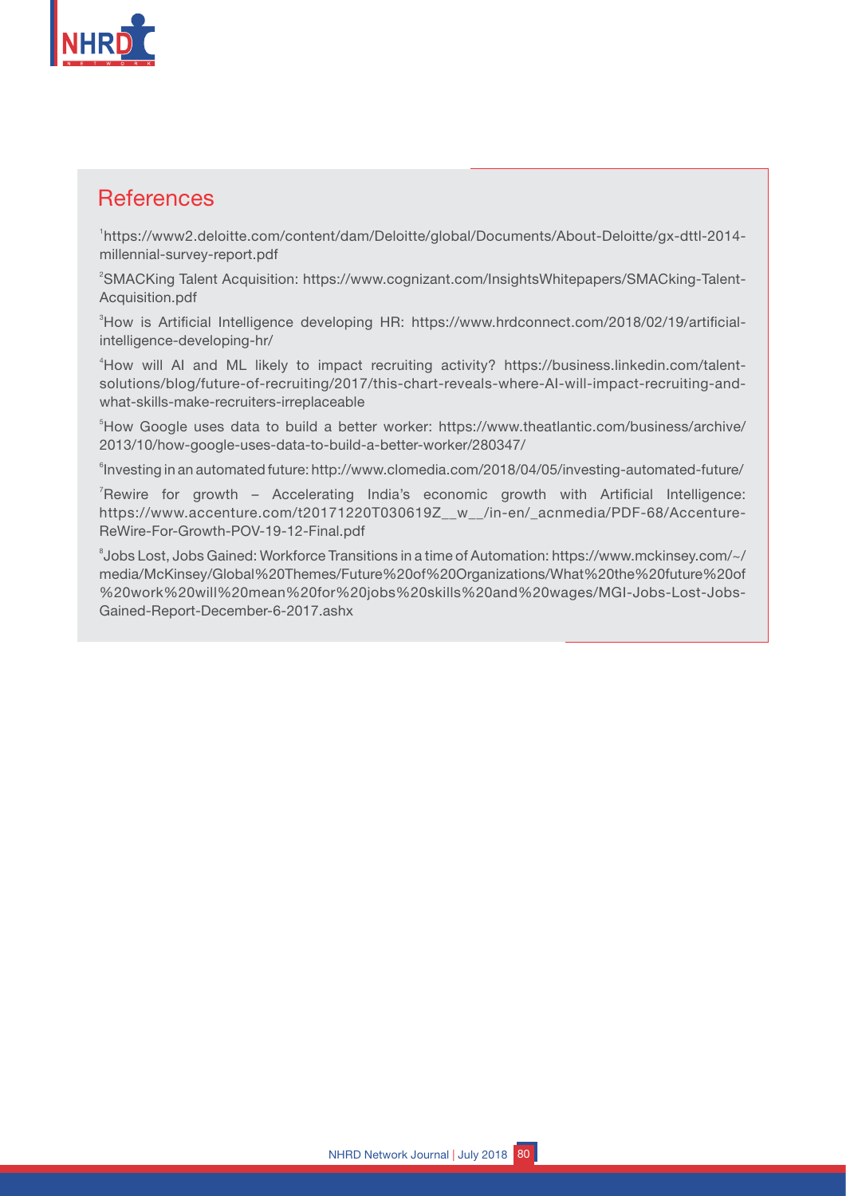## References

[1]https://www2.deloitte.com/content/dam/Deloitte/global/Documents/About-Deloitte/gx-dttl-2014-millennial-survey-report.pdf

[2]SMACKing Talent Acquisition: https://www.cognizant.com/InsightsWhitepapers/SMACking-Talent-Acquisition.pdf

[3]How is Artificial Intelligence developing HR: https://www.hrdconnect.com/2018/02/19/artificial-intelligence-developing-hr/

[4]How will AI and ML likely to impact recruiting activity? https://business.linkedin.com/talent-solutions/blog/future-of-recruiting/2017/this-chart-reveals-where-AI-will-impact-recruiting-and-what-skills-make-recruiters-irreplaceable

[5]How Google uses data to build a better worker: https://www.theatlantic.com/business/archive/2013/10/how-google-uses-data-to-build-a-better-worker/280347/

[6]Investing in an automated future: http://www.clomedia.com/2018/04/05/investing-automated-future/

[7]Rewire for growth – Accelerating India's economic growth with Artificial Intelligence: https://www.accenture.com/t20171220T030619Z__w__/in-en/_acnmedia/PDF-68/Accenture-ReWire-For-Growth-POV-19-12-Final.pdf

[8]Jobs Lost, Jobs Gained: Workforce Transitions in a time of Automation: https://www.mckinsey.com/~/media/McKinsey/Global%20Themes/Future%20of%20Organizations/What%20the%20future%20of%20work%20will%20mean%20for%20jobs%20skills%20and%20wages/MGI-Jobs-Lost-Jobs-Gained-Report-December-6-2017.ashx